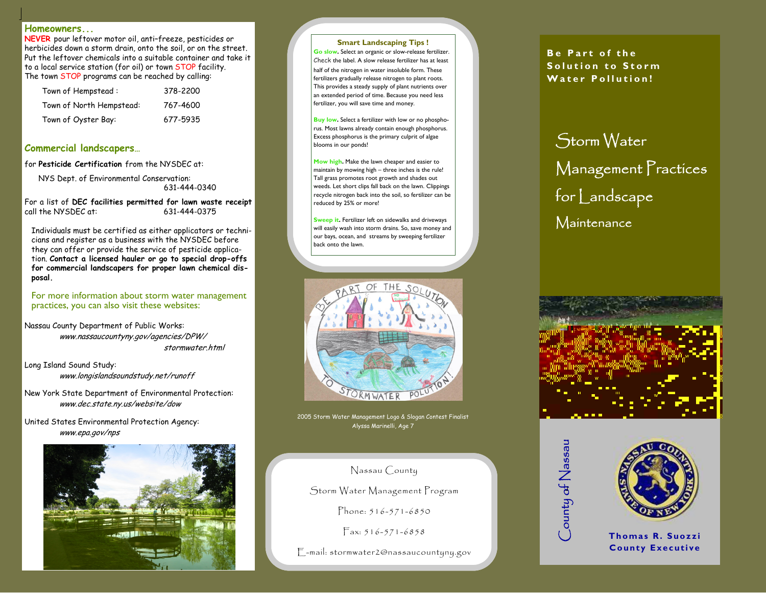## Homeowners...

**NEVER** pour leftover motor oil, anti-freeze, pesticides or herbicides down a storm drain, onto the soil, or on the street. Put the leftover chemicals into a suitable container and take it to a local service station (for oil) or town STOP facility. The town STOP programs can be reached by calling:

| | |
|---|---|
| Town of Hempstead : | 378-2200 |
| Town of North Hempstead: | 767-4600 |
| Town of Oyster Bay: | 677-5935 |

## Commercial landscapers...

for **Pesticide Certification** from the NYSDEC at:

NYS Dept. of Environmental Conservation: 631-444-0340

For a list of **DEC facilities permitted for lawn waste receipt** call the NYSDEC at: 631-444-0375

Individuals must be certified as either applicators or technicians and register as a business with the NYSDEC before they can offer or provide the service of pesticide application. **Contact a licensed hauler or go to special drop-offs for commercial landscapers for proper lawn chemical disposal.**

For more information about storm water management practices, you can also visit these websites:

Nassau County Department of Public Works:
*www.nassaucountyny.gov/agencies/DPW/stormwater.html*

Long Island Sound Study:
*www.longislandsoundstudy.net/runoff*

New York State Department of Environmental Protection:
*www.dec.state.ny.us/website/dow*

United States Environmental Protection Agency:
*www.epa.gov/nps*

### Smart Landscaping Tips !

**Go slow.** Select an organic or slow-release fertilizer. Check the label. A slow release fertilizer has at least half of the nitrogen in water insoluble form. These fertilizers gradually release nitrogen to plant roots. This provides a steady supply of plant nutrients over an extended period of time. Because you need less fertilizer, you will save time and money.

**Buy low.** Select a fertilizer with low or no phosphorus. Most lawns already contain enough phosphorus. Excess phosphorus is the primary culprit of algae blooms in our ponds!

**Mow high.** Make the lawn cheaper and easier to maintain by mowing high – three inches is the rule! Tall grass promotes root growth and shades out weeds. Let short clips fall back on the lawn. Clippings recycle nitrogen back into the soil, so fertilizer can be reduced by 25% or more!

**Sweep it.** Fertilizer left on sidewalks and driveways will easily wash into storm drains. So, save money and our bays, ocean, and streams by sweeping fertilizer back onto the lawn.

2005 Storm Water Management Logo & Slogan Contest Finalist
Alyssa Marinelli, Age 7

Nassau County

Storm Water Management Program

Phone: 516-571-6850

Fax: 516-571-6858

E-mail: stormwater2@nassaucountyny.gov

**Be Part of the Solution to Storm Water Pollution!**

# Storm Water Management Practices for Landscape Maintenance

County of Nassau

**Thomas R. Suozzi**
**County Executive**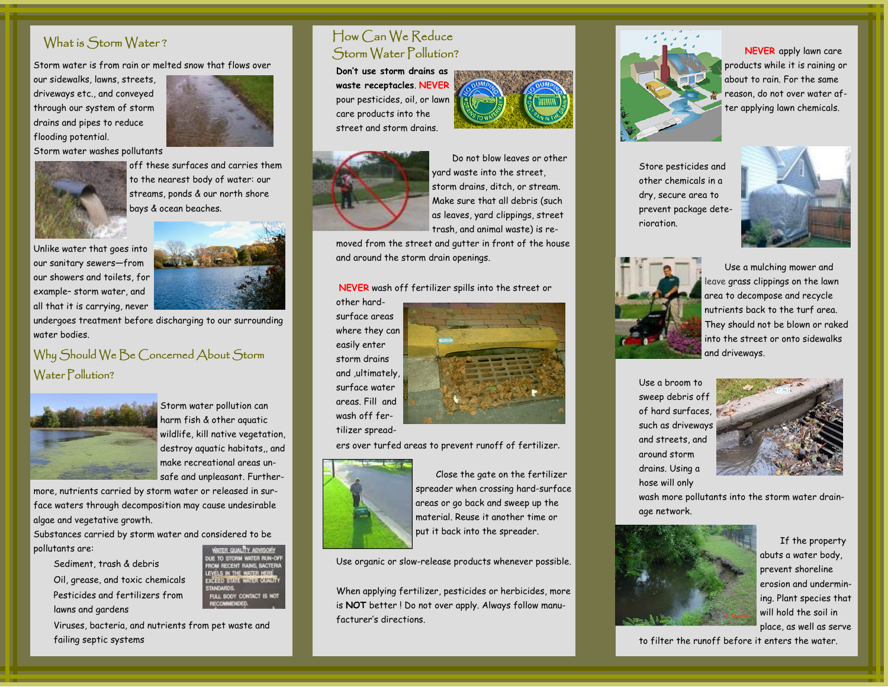## What is Storm Water?

Storm water is from rain or melted snow that flows over our sidewalks, lawns, streets, driveways etc., and conveyed through our system of storm drains and pipes to reduce flooding potential.

Storm water washes pollutants off these surfaces and carries them to the nearest body of water: our streams, ponds & our north shore bays & ocean beaches.

Unlike water that goes into our sanitary sewers—from our showers and toilets, for example– storm water, and all that it is carrying, never undergoes treatment before discharging to our surrounding water bodies.

## Why Should We Be Concerned About Storm Water Pollution?

Storm water pollution can harm fish & other aquatic wildlife, kill native vegetation, destroy aquatic habitats,, and make recreational areas unsafe and unpleasant. Furthermore, nutrients carried by storm water or released in surface waters through decomposition may cause undesirable algae and vegetative growth.

Substances carried by storm water and considered to be pollutants are:

- Sediment, trash & debris
- Oil, grease, and toxic chemicals
- Pesticides and fertilizers from lawns and gardens
- Viruses, bacteria, and nutrients from pet waste and failing septic systems

WATER QUALITY ADVISORY
DUE TO STORM WATER RUN-OFF FROM RECENT RAINS, BACTERIA LEVELS IN THE WATER HERE EXCEED STATE WATER QUALITY STANDARDS.
FULL BODY CONTACT IS NOT RECOMMENDED.

## How Can We Reduce Storm Water Pollution?

**Don't use storm drains as waste receptacles.** NEVER pour pesticides, oil, or lawn care products into the street and storm drains.

NO DUMPING DRAINS TO WATERWAY
NO DUMPING ONLY RAIN IN THE DRAIN

Do not blow leaves or other yard waste into the street, storm drains, ditch, or stream. Make sure that all debris (such as leaves, yard clippings, street trash, and animal waste) is removed from the street and gutter in front of the house and around the storm drain openings.

NEVER wash off fertilizer spills into the street or other hard-surface areas where they can easily enter storm drains and ,ultimately, surface water areas. Fill and wash off fertilizer spreaders over turfed areas to prevent runoff of fertilizer.

Close the gate on the fertilizer spreader when crossing hard-surface areas or go back and sweep up the material. Reuse it another time or put it back into the spreader.

Use organic or slow-release products whenever possible.

When applying fertilizer, pesticides or herbicides, more is **NOT** better ! Do not over apply. Always follow manufacturer's directions.

NEVER apply lawn care products while it is raining or about to rain. For the same reason, do not over water after applying lawn chemicals.

Store pesticides and other chemicals in a dry, secure area to prevent package deterioration.

Use a mulching mower and leave grass clippings on the lawn area to decompose and recycle nutrients back to the turf area. They should not be blown or raked into the street or onto sidewalks and driveways.

Use a broom to sweep debris off of hard surfaces, such as driveways and streets, and around storm drains. Using a hose will only wash more pollutants into the storm water drainage network.

If the property abuts a water body, prevent shoreline erosion and undermining. Plant species that will hold the soil in place, as well as serve to filter the runoff before it enters the water.